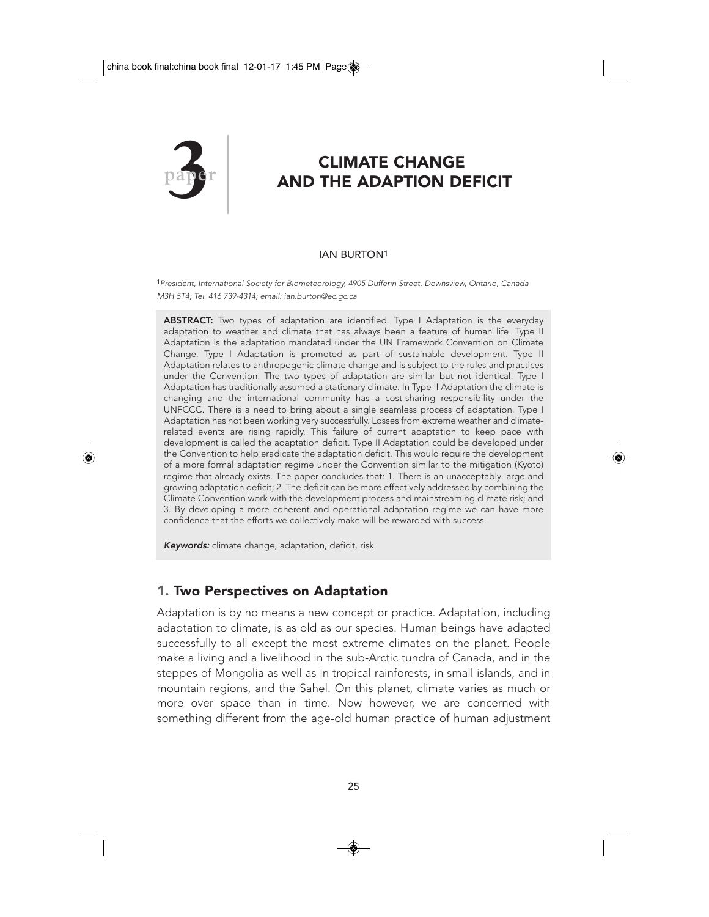# 3 paper

# CLIMATE CHANGE AND THE ADAPTION DEFICIT

IAN BURTON[1]

[1]*President, International Society for Biometeorology, 4905 Dufferin Street, Downsview, Ontario, Canada M3H 5T4; Tel. 416 739-4314; email: ian.burton@ec.gc.ca*

**ABSTRACT:** Two types of adaptation are identified. Type I Adaptation is the everyday adaptation to weather and climate that has always been a feature of human life. Type II Adaptation is the adaptation mandated under the UN Framework Convention on Climate Change. Type I Adaptation is promoted as part of sustainable development. Type II Adaptation relates to anthropogenic climate change and is subject to the rules and practices under the Convention. The two types of adaptation are similar but not identical. Type I Adaptation has traditionally assumed a stationary climate. In Type II Adaptation the climate is changing and the international community has a cost-sharing responsibility under the UNFCCC. There is a need to bring about a single seamless process of adaptation. Type I Adaptation has not been working very successfully. Losses from extreme weather and climate-related events are rising rapidly. This failure of current adaptation to keep pace with development is called the adaptation deficit. Type II Adaptation could be developed under the Convention to help eradicate the adaptation deficit. This would require the development of a more formal adaptation regime under the Convention similar to the mitigation (Kyoto) regime that already exists. The paper concludes that: 1. There is an unacceptably large and growing adaptation deficit; 2. The deficit can be more effectively addressed by combining the Climate Convention work with the development process and mainstreaming climate risk; and 3. By developing a more coherent and operational adaptation regime we can have more confidence that the efforts we collectively make will be rewarded with success.

***Keywords:*** climate change, adaptation, deficit, risk

## 1. Two Perspectives on Adaptation

Adaptation is by no means a new concept or practice. Adaptation, including adaptation to climate, is as old as our species. Human beings have adapted successfully to all except the most extreme climates on the planet. People make a living and a livelihood in the sub-Arctic tundra of Canada, and in the steppes of Mongolia as well as in tropical rainforests, in small islands, and in mountain regions, and the Sahel. On this planet, climate varies as much or more over space than in time. Now however, we are concerned with something different from the age-old human practice of human adjustment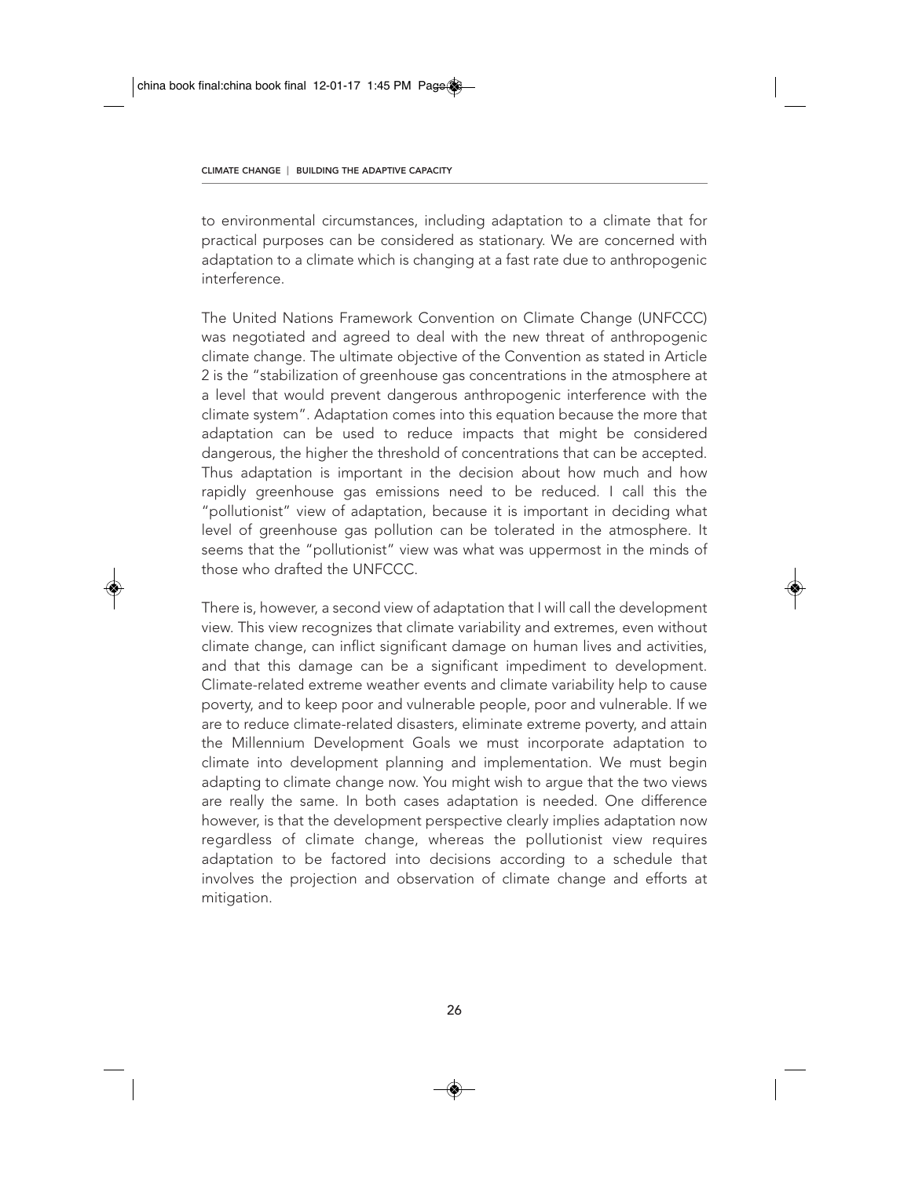to environmental circumstances, including adaptation to a climate that for practical purposes can be considered as stationary. We are concerned with adaptation to a climate which is changing at a fast rate due to anthropogenic interference.

The United Nations Framework Convention on Climate Change (UNFCCC) was negotiated and agreed to deal with the new threat of anthropogenic climate change. The ultimate objective of the Convention as stated in Article 2 is the "stabilization of greenhouse gas concentrations in the atmosphere at a level that would prevent dangerous anthropogenic interference with the climate system". Adaptation comes into this equation because the more that adaptation can be used to reduce impacts that might be considered dangerous, the higher the threshold of concentrations that can be accepted. Thus adaptation is important in the decision about how much and how rapidly greenhouse gas emissions need to be reduced. I call this the "pollutionist" view of adaptation, because it is important in deciding what level of greenhouse gas pollution can be tolerated in the atmosphere. It seems that the "pollutionist" view was what was uppermost in the minds of those who drafted the UNFCCC.

There is, however, a second view of adaptation that I will call the development view. This view recognizes that climate variability and extremes, even without climate change, can inflict significant damage on human lives and activities, and that this damage can be a significant impediment to development. Climate-related extreme weather events and climate variability help to cause poverty, and to keep poor and vulnerable people, poor and vulnerable. If we are to reduce climate-related disasters, eliminate extreme poverty, and attain the Millennium Development Goals we must incorporate adaptation to climate into development planning and implementation. We must begin adapting to climate change now. You might wish to argue that the two views are really the same. In both cases adaptation is needed. One difference however, is that the development perspective clearly implies adaptation now regardless of climate change, whereas the pollutionist view requires adaptation to be factored into decisions according to a schedule that involves the projection and observation of climate change and efforts at mitigation.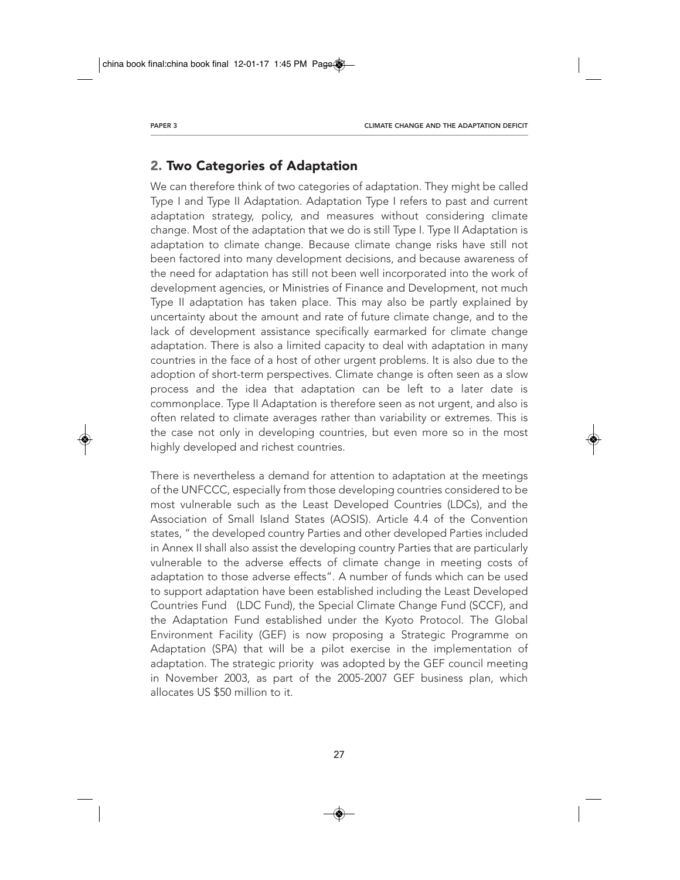## 2. Two Categories of Adaptation

We can therefore think of two categories of adaptation. They might be called Type I and Type II Adaptation. Adaptation Type I refers to past and current adaptation strategy, policy, and measures without considering climate change. Most of the adaptation that we do is still Type I. Type II Adaptation is adaptation to climate change. Because climate change risks have still not been factored into many development decisions, and because awareness of the need for adaptation has still not been well incorporated into the work of development agencies, or Ministries of Finance and Development, not much Type II adaptation has taken place. This may also be partly explained by uncertainty about the amount and rate of future climate change, and to the lack of development assistance specifically earmarked for climate change adaptation. There is also a limited capacity to deal with adaptation in many countries in the face of a host of other urgent problems. It is also due to the adoption of short-term perspectives. Climate change is often seen as a slow process and the idea that adaptation can be left to a later date is commonplace. Type II Adaptation is therefore seen as not urgent, and also is often related to climate averages rather than variability or extremes. This is the case not only in developing countries, but even more so in the most highly developed and richest countries.

There is nevertheless a demand for attention to adaptation at the meetings of the UNFCCC, especially from those developing countries considered to be most vulnerable such as the Least Developed Countries (LDCs), and the Association of Small Island States (AOSIS). Article 4.4 of the Convention states, " the developed country Parties and other developed Parties included in Annex II shall also assist the developing country Parties that are particularly vulnerable to the adverse effects of climate change in meeting costs of adaptation to those adverse effects". A number of funds which can be used to support adaptation have been established including the Least Developed Countries Fund (LDC Fund), the Special Climate Change Fund (SCCF), and the Adaptation Fund established under the Kyoto Protocol. The Global Environment Facility (GEF) is now proposing a Strategic Programme on Adaptation (SPA) that will be a pilot exercise in the implementation of adaptation. The strategic priority was adopted by the GEF council meeting in November 2003, as part of the 2005-2007 GEF business plan, which allocates US $50 million to it.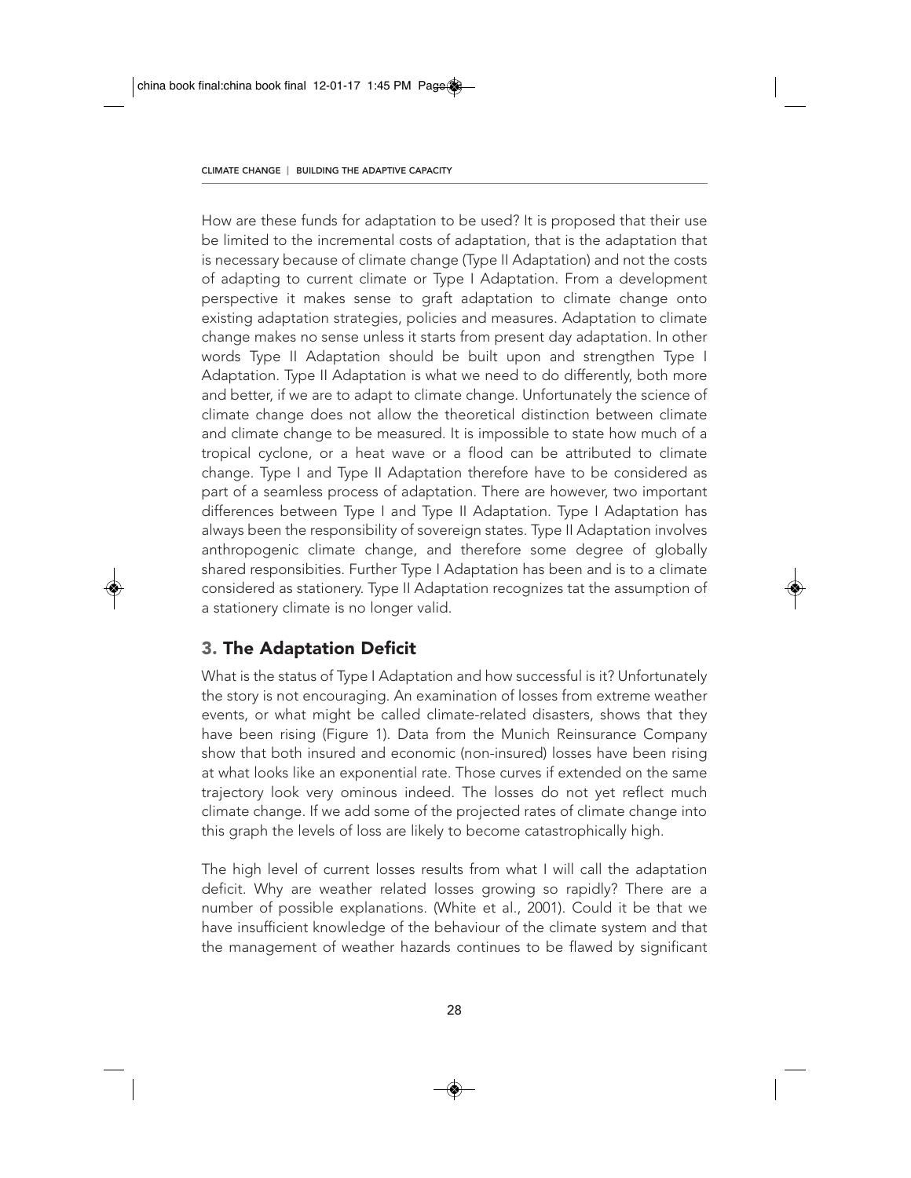How are these funds for adaptation to be used? It is proposed that their use be limited to the incremental costs of adaptation, that is the adaptation that is necessary because of climate change (Type II Adaptation) and not the costs of adapting to current climate or Type I Adaptation. From a development perspective it makes sense to graft adaptation to climate change onto existing adaptation strategies, policies and measures. Adaptation to climate change makes no sense unless it starts from present day adaptation. In other words Type II Adaptation should be built upon and strengthen Type I Adaptation. Type II Adaptation is what we need to do differently, both more and better, if we are to adapt to climate change. Unfortunately the science of climate change does not allow the theoretical distinction between climate and climate change to be measured. It is impossible to state how much of a tropical cyclone, or a heat wave or a flood can be attributed to climate change. Type I and Type II Adaptation therefore have to be considered as part of a seamless process of adaptation. There are however, two important differences between Type I and Type II Adaptation. Type I Adaptation has always been the responsibility of sovereign states. Type II Adaptation involves anthropogenic climate change, and therefore some degree of globally shared responsibities. Further Type I Adaptation has been and is to a climate considered as stationery. Type II Adaptation recognizes tat the assumption of a stationery climate is no longer valid.

## 3. The Adaptation Deficit

What is the status of Type I Adaptation and how successful is it? Unfortunately the story is not encouraging. An examination of losses from extreme weather events, or what might be called climate-related disasters, shows that they have been rising (Figure 1). Data from the Munich Reinsurance Company show that both insured and economic (non-insured) losses have been rising at what looks like an exponential rate. Those curves if extended on the same trajectory look very ominous indeed. The losses do not yet reflect much climate change. If we add some of the projected rates of climate change into this graph the levels of loss are likely to become catastrophically high.

The high level of current losses results from what I will call the adaptation deficit. Why are weather related losses growing so rapidly? There are a number of possible explanations. (White et al., 2001). Could it be that we have insufficient knowledge of the behaviour of the climate system and that the management of weather hazards continues to be flawed by significant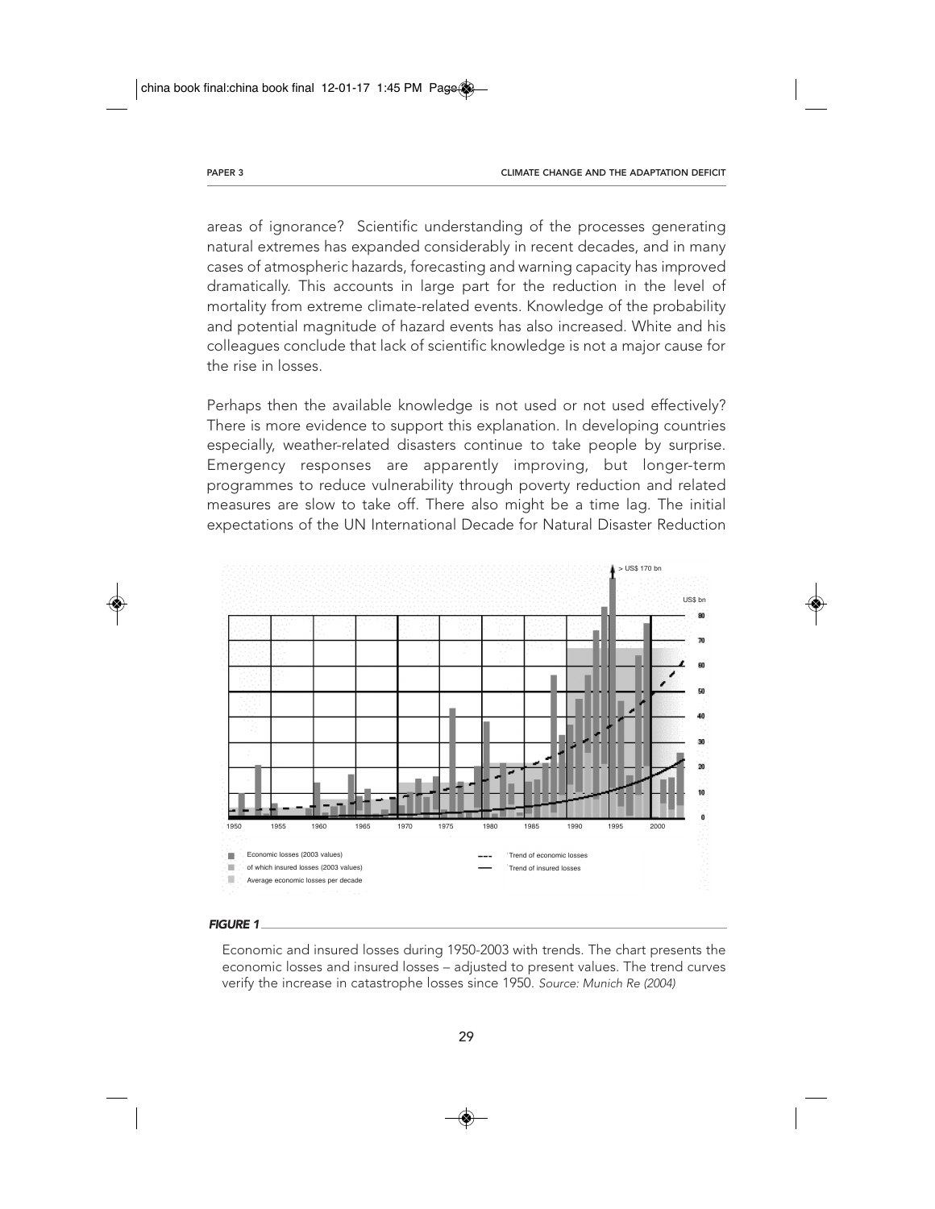areas of ignorance? Scientific understanding of the processes generating natural extremes has expanded considerably in recent decades, and in many cases of atmospheric hazards, forecasting and warning capacity has improved dramatically. This accounts in large part for the reduction in the level of mortality from extreme climate-related events. Knowledge of the probability and potential magnitude of hazard events has also increased. White and his colleagues conclude that lack of scientific knowledge is not a major cause for the rise in losses.

Perhaps then the available knowledge is not used or not used effectively? There is more evidence to support this explanation. In developing countries especially, weather-related disasters continue to take people by surprise. Emergency responses are apparently improving, but longer-term programmes to reduce vulnerability through poverty reduction and related measures are slow to take off. There also might be a time lag. The initial expectations of the UN International Decade for Natural Disaster Reduction

***FIGURE 1***

Economic and insured losses during 1950-2003 with trends. The chart presents the economic losses and insured losses – adjusted to present values. The trend curves verify the increase in catastrophe losses since 1950. *Source: Munich Re (2004)*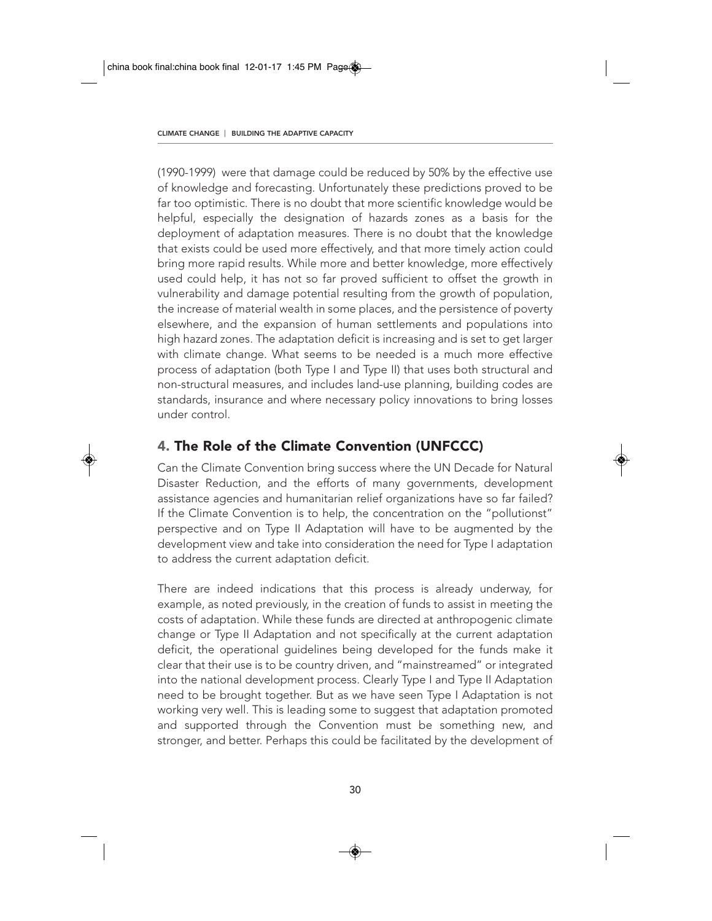(1990-1999) were that damage could be reduced by 50% by the effective use of knowledge and forecasting. Unfortunately these predictions proved to be far too optimistic. There is no doubt that more scientific knowledge would be helpful, especially the designation of hazards zones as a basis for the deployment of adaptation measures. There is no doubt that the knowledge that exists could be used more effectively, and that more timely action could bring more rapid results. While more and better knowledge, more effectively used could help, it has not so far proved sufficient to offset the growth in vulnerability and damage potential resulting from the growth of population, the increase of material wealth in some places, and the persistence of poverty elsewhere, and the expansion of human settlements and populations into high hazard zones. The adaptation deficit is increasing and is set to get larger with climate change. What seems to be needed is a much more effective process of adaptation (both Type I and Type II) that uses both structural and non-structural measures, and includes land-use planning, building codes are standards, insurance and where necessary policy innovations to bring losses under control.

## 4. The Role of the Climate Convention (UNFCCC)

Can the Climate Convention bring success where the UN Decade for Natural Disaster Reduction, and the efforts of many governments, development assistance agencies and humanitarian relief organizations have so far failed? If the Climate Convention is to help, the concentration on the "pollutionst" perspective and on Type II Adaptation will have to be augmented by the development view and take into consideration the need for Type I adaptation to address the current adaptation deficit.

There are indeed indications that this process is already underway, for example, as noted previously, in the creation of funds to assist in meeting the costs of adaptation. While these funds are directed at anthropogenic climate change or Type II Adaptation and not specifically at the current adaptation deficit, the operational guidelines being developed for the funds make it clear that their use is to be country driven, and "mainstreamed" or integrated into the national development process. Clearly Type I and Type II Adaptation need to be brought together. But as we have seen Type I Adaptation is not working very well. This is leading some to suggest that adaptation promoted and supported through the Convention must be something new, and stronger, and better. Perhaps this could be facilitated by the development of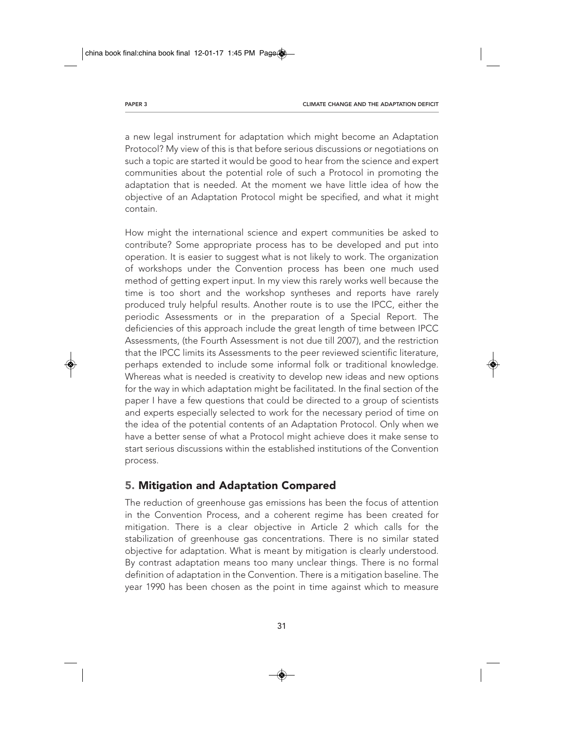a new legal instrument for adaptation which might become an Adaptation Protocol? My view of this is that before serious discussions or negotiations on such a topic are started it would be good to hear from the science and expert communities about the potential role of such a Protocol in promoting the adaptation that is needed. At the moment we have little idea of how the objective of an Adaptation Protocol might be specified, and what it might contain.

How might the international science and expert communities be asked to contribute? Some appropriate process has to be developed and put into operation. It is easier to suggest what is not likely to work. The organization of workshops under the Convention process has been one much used method of getting expert input. In my view this rarely works well because the time is too short and the workshop syntheses and reports have rarely produced truly helpful results. Another route is to use the IPCC, either the periodic Assessments or in the preparation of a Special Report. The deficiencies of this approach include the great length of time between IPCC Assessments, (the Fourth Assessment is not due till 2007), and the restriction that the IPCC limits its Assessments to the peer reviewed scientific literature, perhaps extended to include some informal folk or traditional knowledge. Whereas what is needed is creativity to develop new ideas and new options for the way in which adaptation might be facilitated. In the final section of the paper I have a few questions that could be directed to a group of scientists and experts especially selected to work for the necessary period of time on the idea of the potential contents of an Adaptation Protocol. Only when we have a better sense of what a Protocol might achieve does it make sense to start serious discussions within the established institutions of the Convention process.

## 5. Mitigation and Adaptation Compared

The reduction of greenhouse gas emissions has been the focus of attention in the Convention Process, and a coherent regime has been created for mitigation. There is a clear objective in Article 2 which calls for the stabilization of greenhouse gas concentrations. There is no similar stated objective for adaptation. What is meant by mitigation is clearly understood. By contrast adaptation means too many unclear things. There is no formal definition of adaptation in the Convention. There is a mitigation baseline. The year 1990 has been chosen as the point in time against which to measure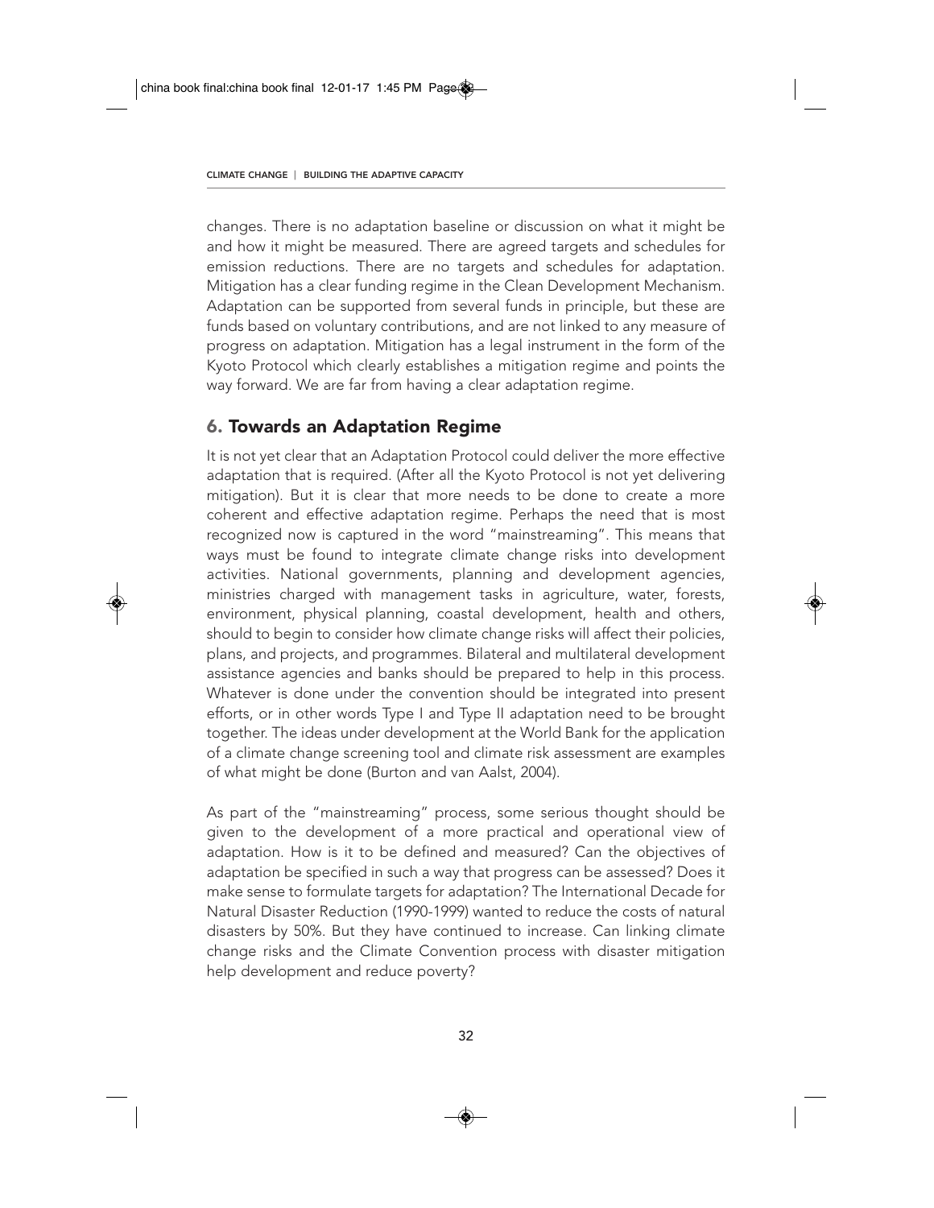changes. There is no adaptation baseline or discussion on what it might be and how it might be measured. There are agreed targets and schedules for emission reductions. There are no targets and schedules for adaptation. Mitigation has a clear funding regime in the Clean Development Mechanism. Adaptation can be supported from several funds in principle, but these are funds based on voluntary contributions, and are not linked to any measure of progress on adaptation. Mitigation has a legal instrument in the form of the Kyoto Protocol which clearly establishes a mitigation regime and points the way forward. We are far from having a clear adaptation regime.

## 6. Towards an Adaptation Regime

It is not yet clear that an Adaptation Protocol could deliver the more effective adaptation that is required. (After all the Kyoto Protocol is not yet delivering mitigation). But it is clear that more needs to be done to create a more coherent and effective adaptation regime. Perhaps the need that is most recognized now is captured in the word "mainstreaming". This means that ways must be found to integrate climate change risks into development activities. National governments, planning and development agencies, ministries charged with management tasks in agriculture, water, forests, environment, physical planning, coastal development, health and others, should to begin to consider how climate change risks will affect their policies, plans, and projects, and programmes. Bilateral and multilateral development assistance agencies and banks should be prepared to help in this process. Whatever is done under the convention should be integrated into present efforts, or in other words Type I and Type II adaptation need to be brought together. The ideas under development at the World Bank for the application of a climate change screening tool and climate risk assessment are examples of what might be done (Burton and van Aalst, 2004).

As part of the "mainstreaming" process, some serious thought should be given to the development of a more practical and operational view of adaptation. How is it to be defined and measured? Can the objectives of adaptation be specified in such a way that progress can be assessed? Does it make sense to formulate targets for adaptation? The International Decade for Natural Disaster Reduction (1990-1999) wanted to reduce the costs of natural disasters by 50%. But they have continued to increase. Can linking climate change risks and the Climate Convention process with disaster mitigation help development and reduce poverty?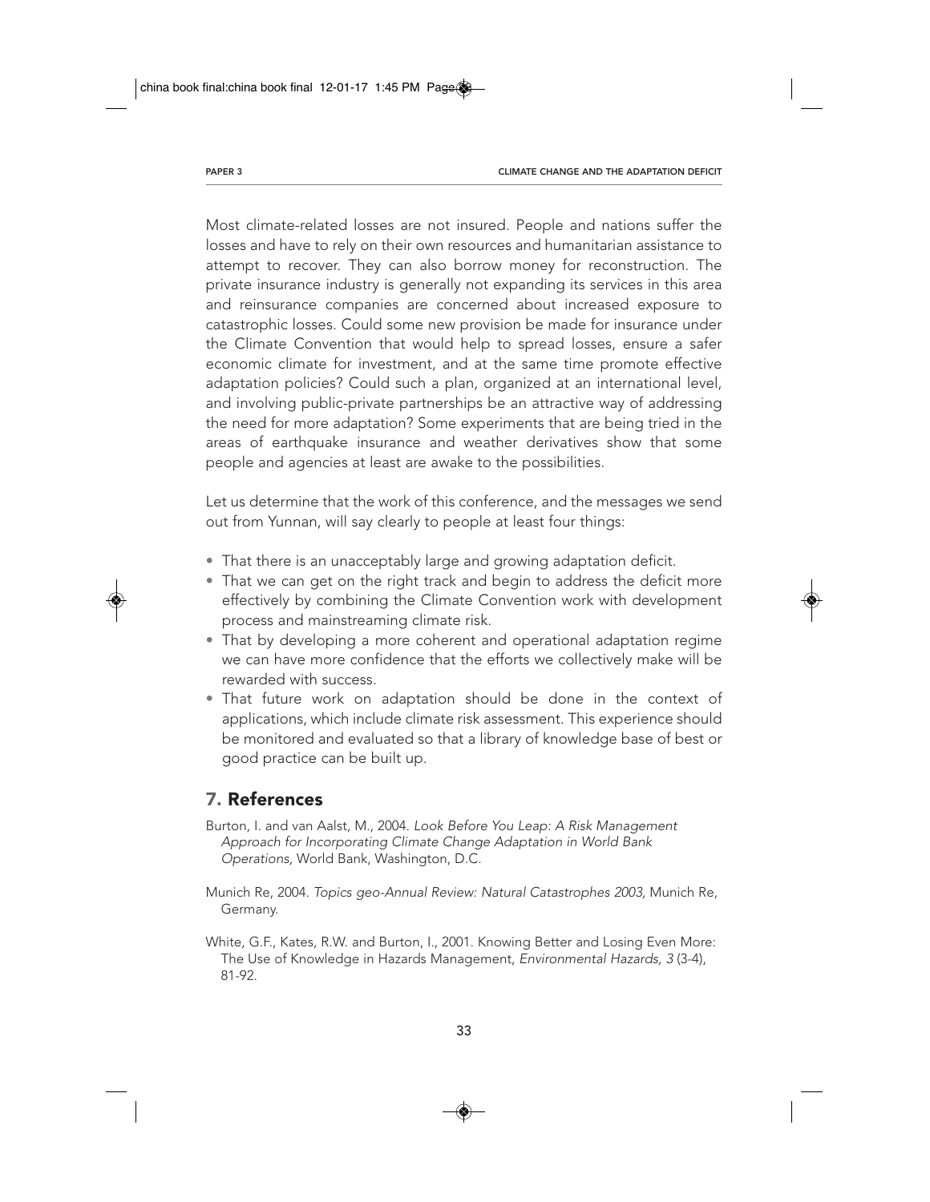Most climate-related losses are not insured. People and nations suffer the losses and have to rely on their own resources and humanitarian assistance to attempt to recover. They can also borrow money for reconstruction. The private insurance industry is generally not expanding its services in this area and reinsurance companies are concerned about increased exposure to catastrophic losses. Could some new provision be made for insurance under the Climate Convention that would help to spread losses, ensure a safer economic climate for investment, and at the same time promote effective adaptation policies? Could such a plan, organized at an international level, and involving public-private partnerships be an attractive way of addressing the need for more adaptation? Some experiments that are being tried in the areas of earthquake insurance and weather derivatives show that some people and agencies at least are awake to the possibilities.

Let us determine that the work of this conference, and the messages we send out from Yunnan, will say clearly to people at least four things:

- That there is an unacceptably large and growing adaptation deficit.
- That we can get on the right track and begin to address the deficit more effectively by combining the Climate Convention work with development process and mainstreaming climate risk.
- That by developing a more coherent and operational adaptation regime we can have more confidence that the efforts we collectively make will be rewarded with success.
- That future work on adaptation should be done in the context of applications, which include climate risk assessment. This experience should be monitored and evaluated so that a library of knowledge base of best or good practice can be built up.

## 7. References

Burton, I. and van Aalst, M., 2004. *Look Before You Leap: A Risk Management Approach for Incorporating Climate Change Adaptation in World Bank Operations,* World Bank, Washington, D.C.

Munich Re, 2004. *Topics geo-Annual Review: Natural Catastrophes 2003,* Munich Re, Germany.

White, G.F., Kates, R.W. and Burton, I., 2001. Knowing Better and Losing Even More: The Use of Knowledge in Hazards Management, *Environmental Hazards, 3* (3-4), 81-92.